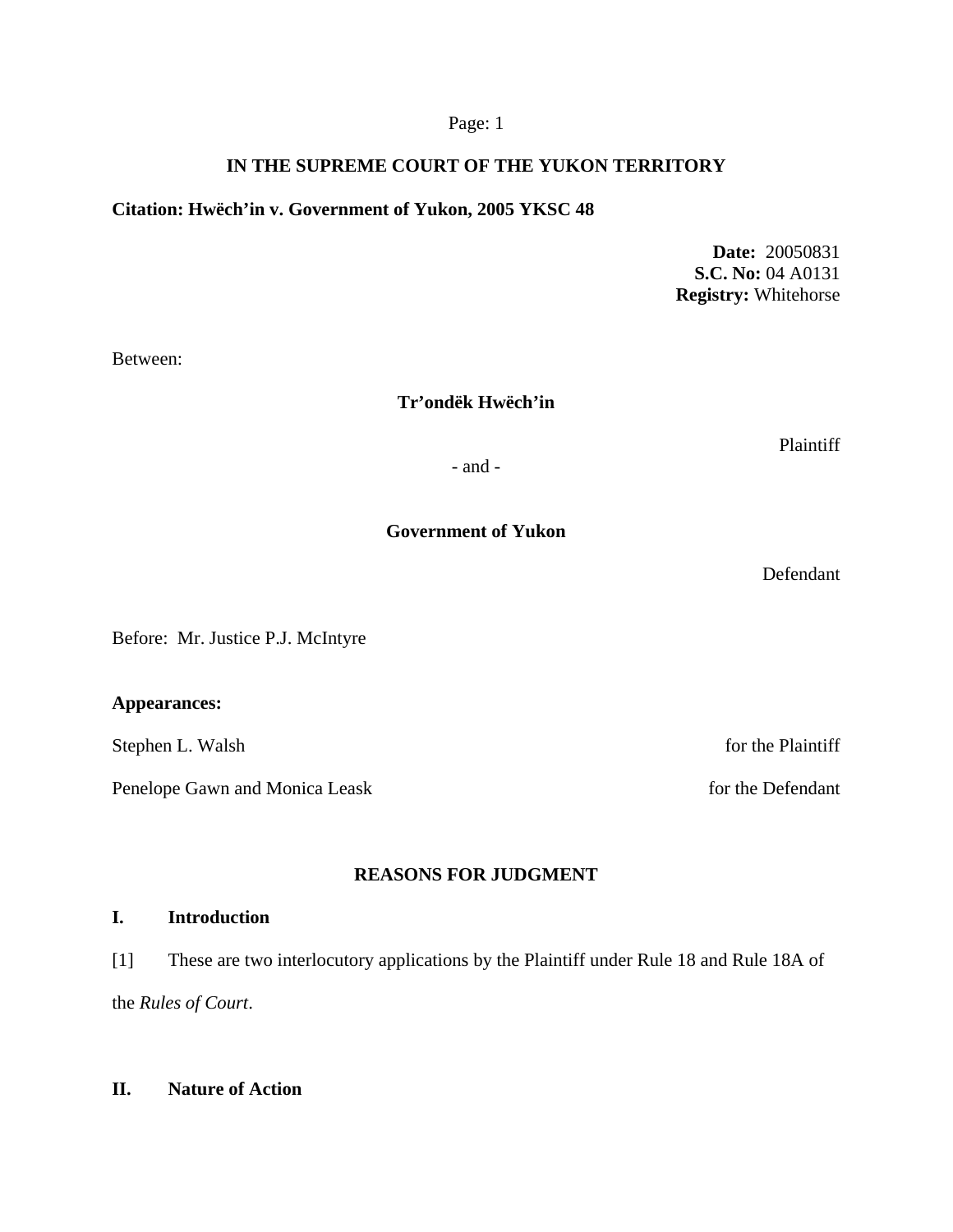**IN THE SUPREME COURT OF THE YUKON TERRITORY**

**Citation: Hwëch'in v. Government of Yukon, 2005 YKSC 48**

**Date:** 20050831
**S.C. No:** 04 A0131
**Registry:** Whitehorse

Between:

**Tr'ondëk Hwëch'in**

Plaintiff

- and -

**Government of Yukon**

Defendant

Before: Mr. Justice P.J. McIntyre

**Appearances:**

Stephen L. Walsh for the Plaintiff

Penelope Gawn and Monica Leask for the Defendant

**REASONS FOR JUDGMENT**

## I. Introduction

[1] These are two interlocutory applications by the Plaintiff under Rule 18 and Rule 18A of the *Rules of Court*.

## II. Nature of Action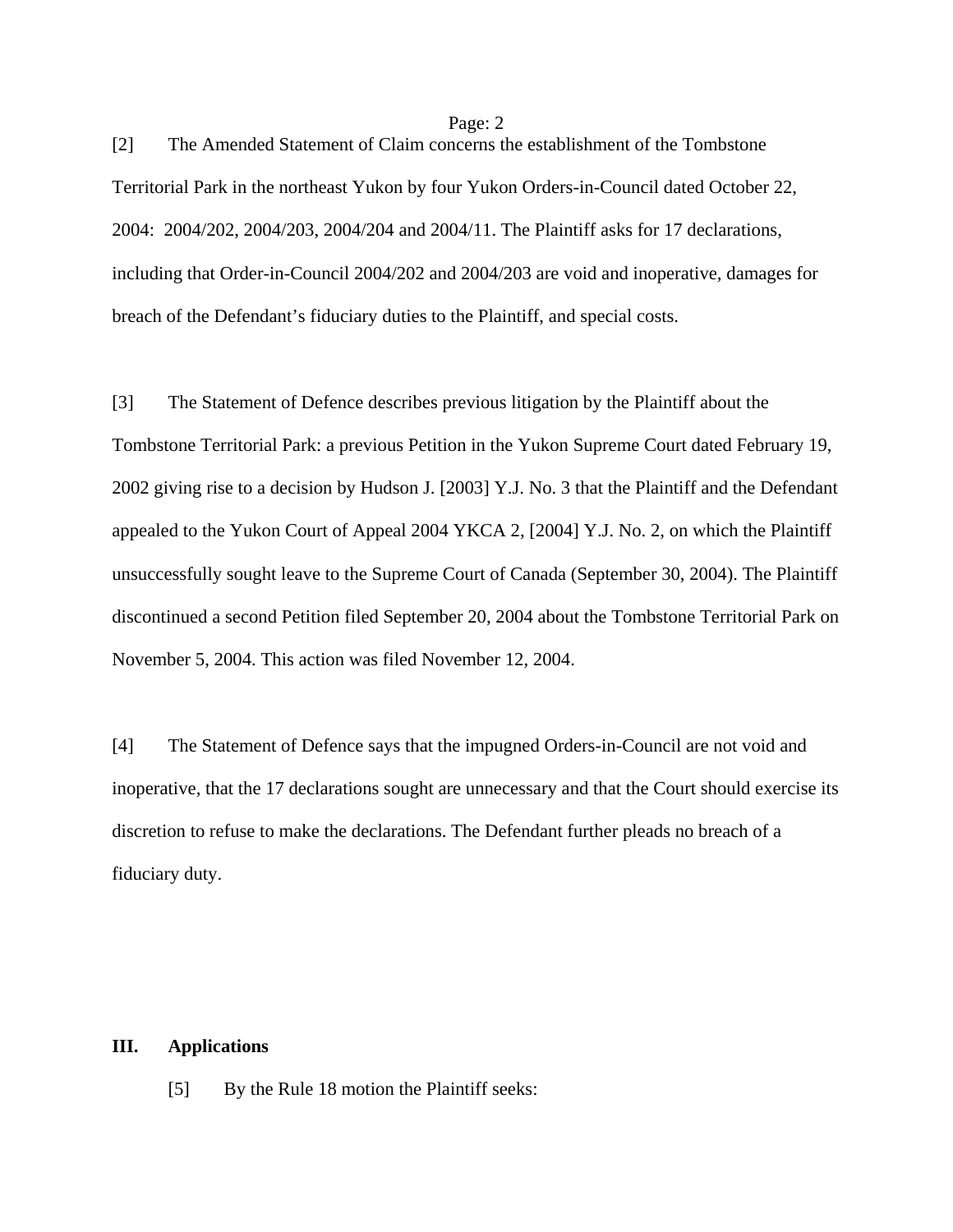[2] The Amended Statement of Claim concerns the establishment of the Tombstone Territorial Park in the northeast Yukon by four Yukon Orders-in-Council dated October 22, 2004: 2004/202, 2004/203, 2004/204 and 2004/11. The Plaintiff asks for 17 declarations, including that Order-in-Council 2004/202 and 2004/203 are void and inoperative, damages for breach of the Defendant's fiduciary duties to the Plaintiff, and special costs.

[3] The Statement of Defence describes previous litigation by the Plaintiff about the Tombstone Territorial Park: a previous Petition in the Yukon Supreme Court dated February 19, 2002 giving rise to a decision by Hudson J. [2003] Y.J. No. 3 that the Plaintiff and the Defendant appealed to the Yukon Court of Appeal 2004 YKCA 2, [2004] Y.J. No. 2, on which the Plaintiff unsuccessfully sought leave to the Supreme Court of Canada (September 30, 2004). The Plaintiff discontinued a second Petition filed September 20, 2004 about the Tombstone Territorial Park on November 5, 2004. This action was filed November 12, 2004.

[4] The Statement of Defence says that the impugned Orders-in-Council are not void and inoperative, that the 17 declarations sought are unnecessary and that the Court should exercise its discretion to refuse to make the declarations. The Defendant further pleads no breach of a fiduciary duty.

## III. Applications

[5] By the Rule 18 motion the Plaintiff seeks: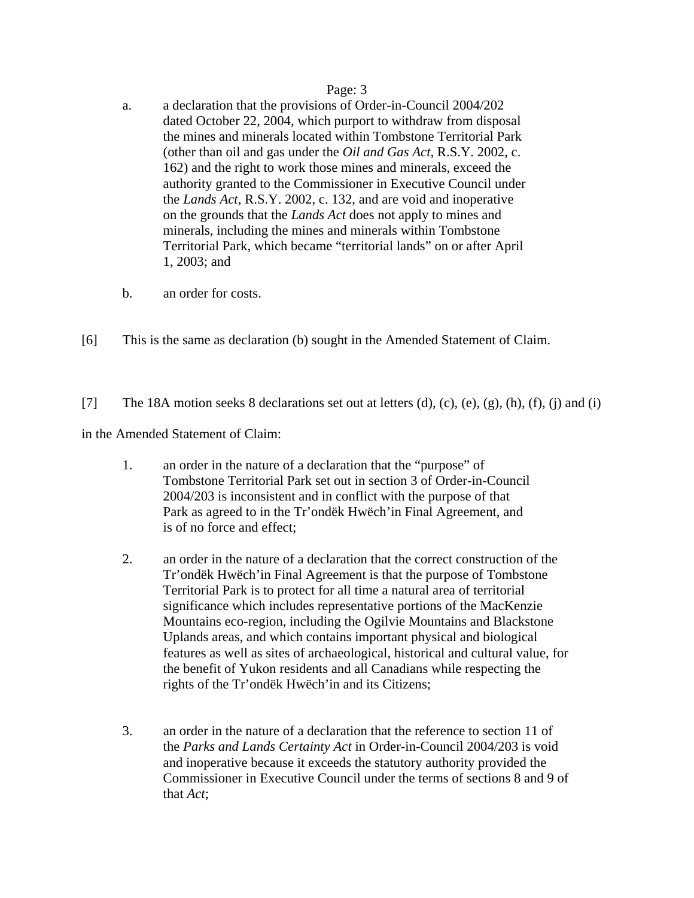a. a declaration that the provisions of Order-in-Council 2004/202 dated October 22, 2004, which purport to withdraw from disposal the mines and minerals located within Tombstone Territorial Park (other than oil and gas under the *Oil and Gas Act*, R.S.Y. 2002, c. 162) and the right to work those mines and minerals, exceed the authority granted to the Commissioner in Executive Council under the *Lands Act*, R.S.Y. 2002, c. 132, and are void and inoperative on the grounds that the *Lands Act* does not apply to mines and minerals, including the mines and minerals within Tombstone Territorial Park, which became "territorial lands" on or after April 1, 2003; and

b. an order for costs.

[6] This is the same as declaration (b) sought in the Amended Statement of Claim.

[7] The 18A motion seeks 8 declarations set out at letters (d), (c), (e), (g), (h), (f), (j) and (i) in the Amended Statement of Claim:

1. an order in the nature of a declaration that the "purpose" of Tombstone Territorial Park set out in section 3 of Order-in-Council 2004/203 is inconsistent and in conflict with the purpose of that Park as agreed to in the Tr'ondëk Hwëch'in Final Agreement, and is of no force and effect;

2. an order in the nature of a declaration that the correct construction of the Tr'ondëk Hwëch'in Final Agreement is that the purpose of Tombstone Territorial Park is to protect for all time a natural area of territorial significance which includes representative portions of the MacKenzie Mountains eco-region, including the Ogilvie Mountains and Blackstone Uplands areas, and which contains important physical and biological features as well as sites of archaeological, historical and cultural value, for the benefit of Yukon residents and all Canadians while respecting the rights of the Tr'ondëk Hwëch'in and its Citizens;

3. an order in the nature of a declaration that the reference to section 11 of the *Parks and Lands Certainty Act* in Order-in-Council 2004/203 is void and inoperative because it exceeds the statutory authority provided the Commissioner in Executive Council under the terms of sections 8 and 9 of that *Act*;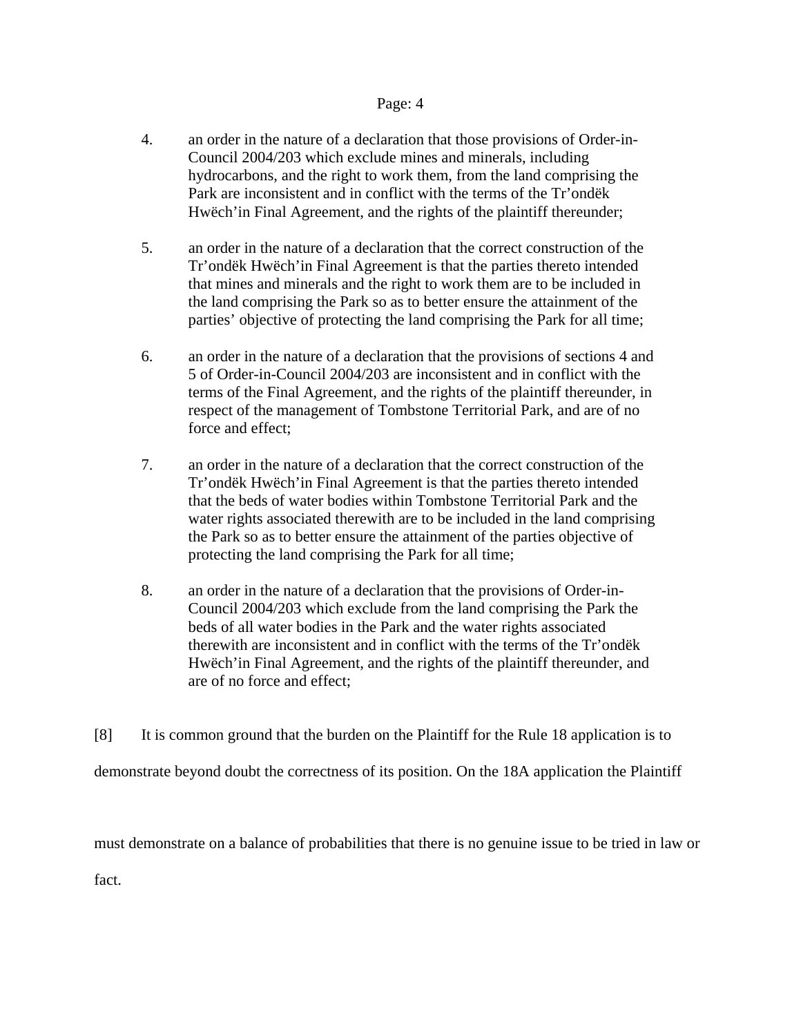4. an order in the nature of a declaration that those provisions of Order-in-Council 2004/203 which exclude mines and minerals, including hydrocarbons, and the right to work them, from the land comprising the Park are inconsistent and in conflict with the terms of the Tr'ondëk Hwëch'in Final Agreement, and the rights of the plaintiff thereunder;

5. an order in the nature of a declaration that the correct construction of the Tr'ondëk Hwëch'in Final Agreement is that the parties thereto intended that mines and minerals and the right to work them are to be included in the land comprising the Park so as to better ensure the attainment of the parties' objective of protecting the land comprising the Park for all time;

6. an order in the nature of a declaration that the provisions of sections 4 and 5 of Order-in-Council 2004/203 are inconsistent and in conflict with the terms of the Final Agreement, and the rights of the plaintiff thereunder, in respect of the management of Tombstone Territorial Park, and are of no force and effect;

7. an order in the nature of a declaration that the correct construction of the Tr'ondëk Hwëch'in Final Agreement is that the parties thereto intended that the beds of water bodies within Tombstone Territorial Park and the water rights associated therewith are to be included in the land comprising the Park so as to better ensure the attainment of the parties objective of protecting the land comprising the Park for all time;

8. an order in the nature of a declaration that the provisions of Order-in-Council 2004/203 which exclude from the land comprising the Park the beds of all water bodies in the Park and the water rights associated therewith are inconsistent and in conflict with the terms of the Tr'ondëk Hwëch'in Final Agreement, and the rights of the plaintiff thereunder, and are of no force and effect;

[8] It is common ground that the burden on the Plaintiff for the Rule 18 application is to demonstrate beyond doubt the correctness of its position. On the 18A application the Plaintiff must demonstrate on a balance of probabilities that there is no genuine issue to be tried in law or fact.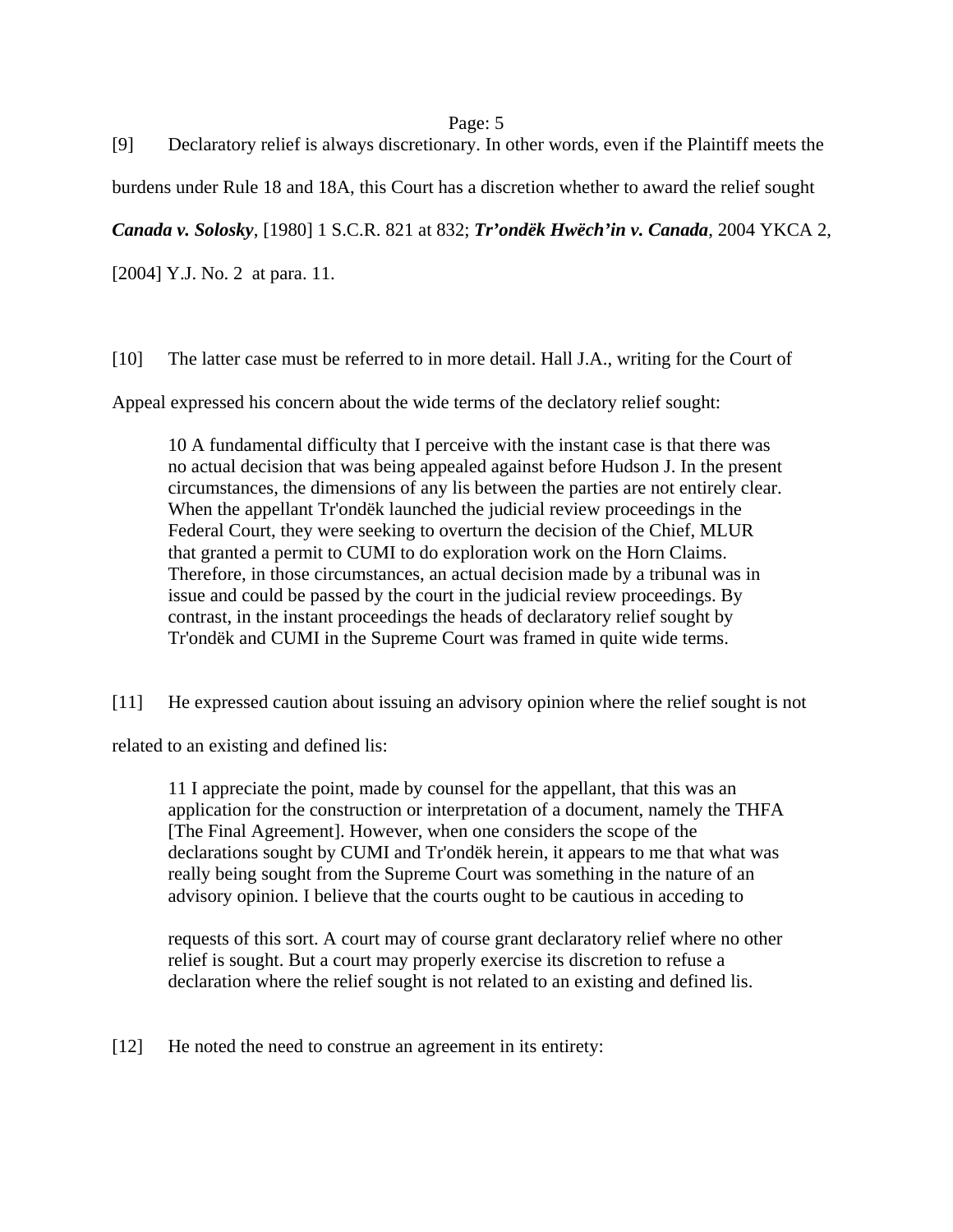[9] Declaratory relief is always discretionary. In other words, even if the Plaintiff meets the burdens under Rule 18 and 18A, this Court has a discretion whether to award the relief sought ***Canada v. Solosky***, [1980] 1 S.C.R. 821 at 832; ***Tr'ondëk Hwëch'in v. Canada***, 2004 YKCA 2, [2004] Y.J. No. 2 at para. 11.

[10] The latter case must be referred to in more detail. Hall J.A., writing for the Court of Appeal expressed his concern about the wide terms of the declatory relief sought:

> 10 A fundamental difficulty that I perceive with the instant case is that there was no actual decision that was being appealed against before Hudson J. In the present circumstances, the dimensions of any lis between the parties are not entirely clear. When the appellant Tr'ondëk launched the judicial review proceedings in the Federal Court, they were seeking to overturn the decision of the Chief, MLUR that granted a permit to CUMI to do exploration work on the Horn Claims. Therefore, in those circumstances, an actual decision made by a tribunal was in issue and could be passed by the court in the judicial review proceedings. By contrast, in the instant proceedings the heads of declaratory relief sought by Tr'ondëk and CUMI in the Supreme Court was framed in quite wide terms.

[11] He expressed caution about issuing an advisory opinion where the relief sought is not related to an existing and defined lis:

> 11 I appreciate the point, made by counsel for the appellant, that this was an application for the construction or interpretation of a document, namely the THFA [The Final Agreement]. However, when one considers the scope of the declarations sought by CUMI and Tr'ondëk herein, it appears to me that what was really being sought from the Supreme Court was something in the nature of an advisory opinion. I believe that the courts ought to be cautious in acceding to
>
> requests of this sort. A court may of course grant declaratory relief where no other relief is sought. But a court may properly exercise its discretion to refuse a declaration where the relief sought is not related to an existing and defined lis.

[12] He noted the need to construe an agreement in its entirety: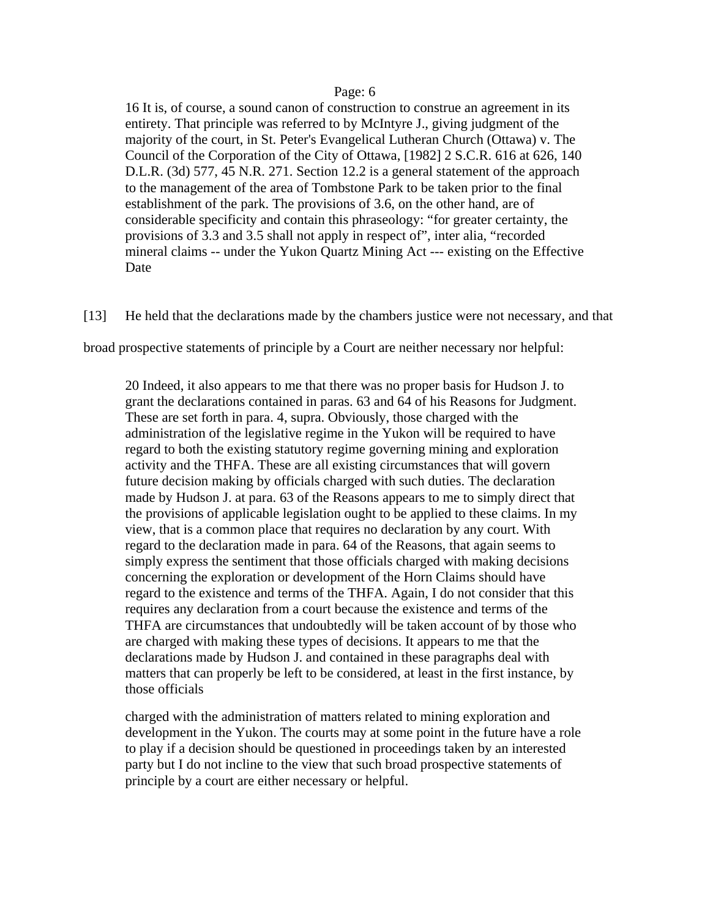> 16 It is, of course, a sound canon of construction to construe an agreement in its entirety. That principle was referred to by McIntyre J., giving judgment of the majority of the court, in St. Peter's Evangelical Lutheran Church (Ottawa) v. The Council of the Corporation of the City of Ottawa, [1982] 2 S.C.R. 616 at 626, 140 D.L.R. (3d) 577, 45 N.R. 271. Section 12.2 is a general statement of the approach to the management of the area of Tombstone Park to be taken prior to the final establishment of the park. The provisions of 3.6, on the other hand, are of considerable specificity and contain this phraseology: "for greater certainty, the provisions of 3.3 and 3.5 shall not apply in respect of", inter alia, "recorded mineral claims -- under the Yukon Quartz Mining Act --- existing on the Effective Date

[13] He held that the declarations made by the chambers justice were not necessary, and that broad prospective statements of principle by a Court are neither necessary nor helpful:

> 20 Indeed, it also appears to me that there was no proper basis for Hudson J. to grant the declarations contained in paras. 63 and 64 of his Reasons for Judgment. These are set forth in para. 4, supra. Obviously, those charged with the administration of the legislative regime in the Yukon will be required to have regard to both the existing statutory regime governing mining and exploration activity and the THFA. These are all existing circumstances that will govern future decision making by officials charged with such duties. The declaration made by Hudson J. at para. 63 of the Reasons appears to me to simply direct that the provisions of applicable legislation ought to be applied to these claims. In my view, that is a common place that requires no declaration by any court. With regard to the declaration made in para. 64 of the Reasons, that again seems to simply express the sentiment that those officials charged with making decisions concerning the exploration or development of the Horn Claims should have regard to the existence and terms of the THFA. Again, I do not consider that this requires any declaration from a court because the existence and terms of the THFA are circumstances that undoubtedly will be taken account of by those who are charged with making these types of decisions. It appears to me that the declarations made by Hudson J. and contained in these paragraphs deal with matters that can properly be left to be considered, at least in the first instance, by those officials
>
> charged with the administration of matters related to mining exploration and development in the Yukon. The courts may at some point in the future have a role to play if a decision should be questioned in proceedings taken by an interested party but I do not incline to the view that such broad prospective statements of principle by a court are either necessary or helpful.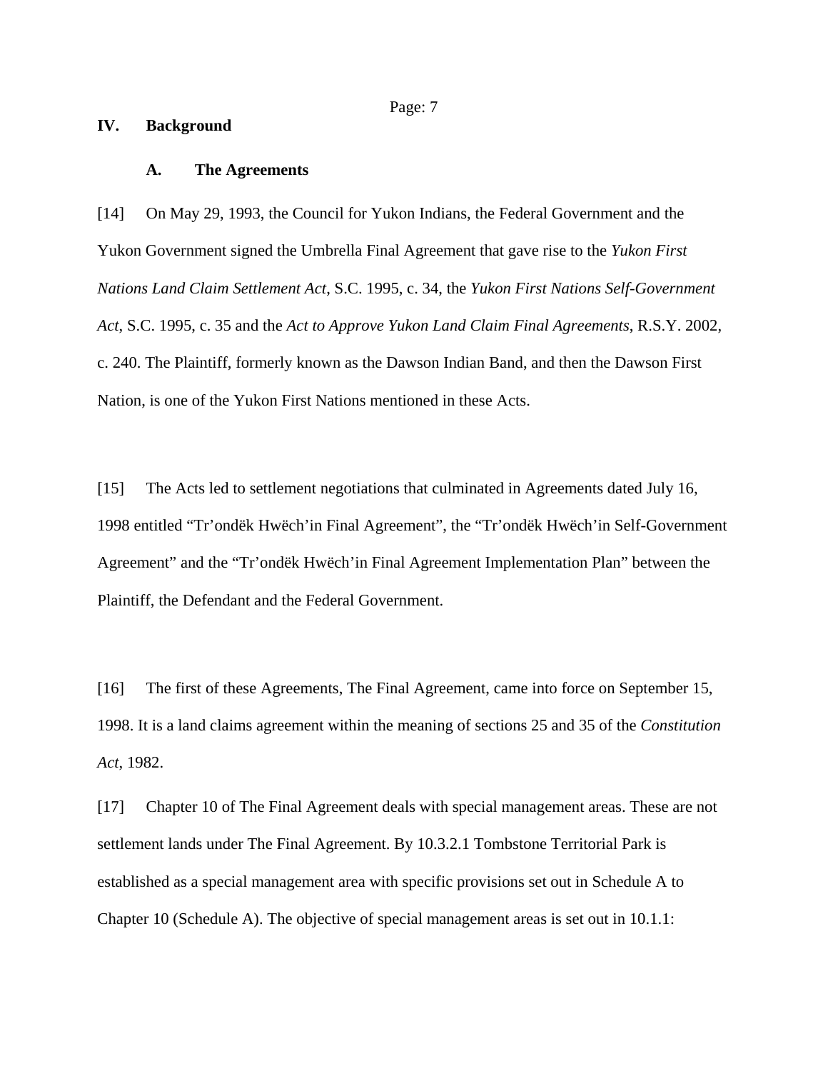## IV. Background

### A. The Agreements

[14] On May 29, 1993, the Council for Yukon Indians, the Federal Government and the Yukon Government signed the Umbrella Final Agreement that gave rise to the *Yukon First Nations Land Claim Settlement Act*, S.C. 1995, c. 34, the *Yukon First Nations Self-Government Act*, S.C. 1995, c. 35 and the *Act to Approve Yukon Land Claim Final Agreements*, R.S.Y. 2002, c. 240. The Plaintiff, formerly known as the Dawson Indian Band, and then the Dawson First Nation, is one of the Yukon First Nations mentioned in these Acts.

[15] The Acts led to settlement negotiations that culminated in Agreements dated July 16, 1998 entitled "Tr'ondëk Hwëch'in Final Agreement", the "Tr'ondëk Hwëch'in Self-Government Agreement" and the "Tr'ondëk Hwëch'in Final Agreement Implementation Plan" between the Plaintiff, the Defendant and the Federal Government.

[16] The first of these Agreements, The Final Agreement, came into force on September 15, 1998. It is a land claims agreement within the meaning of sections 25 and 35 of the *Constitution Act*, 1982.

[17] Chapter 10 of The Final Agreement deals with special management areas. These are not settlement lands under The Final Agreement. By 10.3.2.1 Tombstone Territorial Park is established as a special management area with specific provisions set out in Schedule A to Chapter 10 (Schedule A). The objective of special management areas is set out in 10.1.1: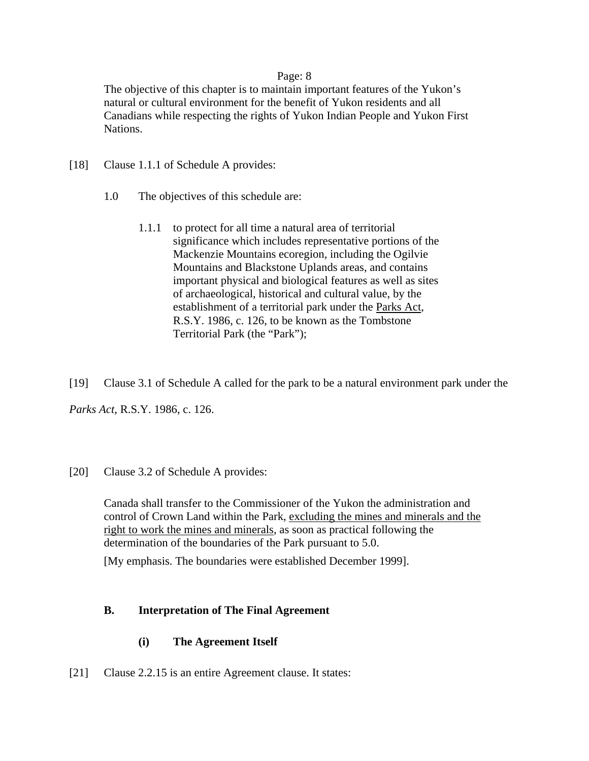> The objective of this chapter is to maintain important features of the Yukon's natural or cultural environment for the benefit of Yukon residents and all Canadians while respecting the rights of Yukon Indian People and Yukon First Nations.

[18] Clause 1.1.1 of Schedule A provides:

> 1.0 The objectives of this schedule are:
>
> > 1.1.1 to protect for all time a natural area of territorial significance which includes representative portions of the Mackenzie Mountains ecoregion, including the Ogilvie Mountains and Blackstone Uplands areas, and contains important physical and biological features as well as sites of archaeological, historical and cultural value, by the establishment of a territorial park under the Parks Act, R.S.Y. 1986, c. 126, to be known as the Tombstone Territorial Park (the "Park");

[19] Clause 3.1 of Schedule A called for the park to be a natural environment park under the *Parks Act*, R.S.Y. 1986, c. 126.

[20] Clause 3.2 of Schedule A provides:

> Canada shall transfer to the Commissioner of the Yukon the administration and control of Crown Land within the Park, <u>excluding the mines and minerals and the right to work the mines and minerals</u>, as soon as practical following the determination of the boundaries of the Park pursuant to 5.0.
>
> [My emphasis. The boundaries were established December 1999].

### B. Interpretation of The Final Agreement

#### (i) The Agreement Itself

[21] Clause 2.2.15 is an entire Agreement clause. It states: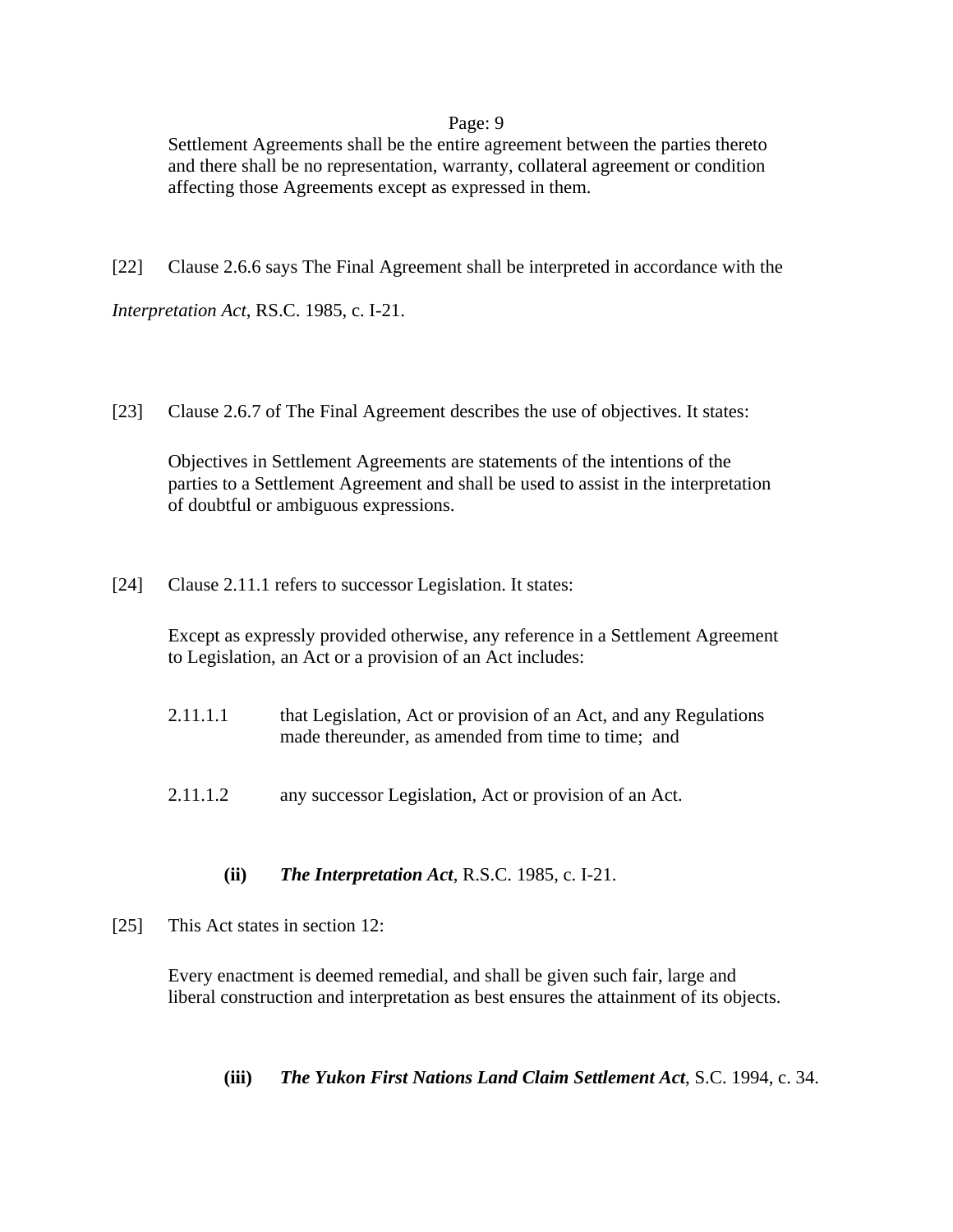> Settlement Agreements shall be the entire agreement between the parties thereto and there shall be no representation, warranty, collateral agreement or condition affecting those Agreements except as expressed in them.

[22] Clause 2.6.6 says The Final Agreement shall be interpreted in accordance with the *Interpretation Act*, RS.C. 1985, c. I-21.

[23] Clause 2.6.7 of The Final Agreement describes the use of objectives. It states:

> Objectives in Settlement Agreements are statements of the intentions of the parties to a Settlement Agreement and shall be used to assist in the interpretation of doubtful or ambiguous expressions.

[24] Clause 2.11.1 refers to successor Legislation. It states:

> Except as expressly provided otherwise, any reference in a Settlement Agreement to Legislation, an Act or a provision of an Act includes:
>
> 2.11.1.1 that Legislation, Act or provision of an Act, and any Regulations made thereunder, as amended from time to time; and
>
> 2.11.1.2 any successor Legislation, Act or provision of an Act.

**(ii) *The Interpretation Act*, R.S.C. 1985, c. I-21.**

[25] This Act states in section 12:

> Every enactment is deemed remedial, and shall be given such fair, large and liberal construction and interpretation as best ensures the attainment of its objects.

**(iii) *The Yukon First Nations Land Claim Settlement Act*, S.C. 1994, c. 34.**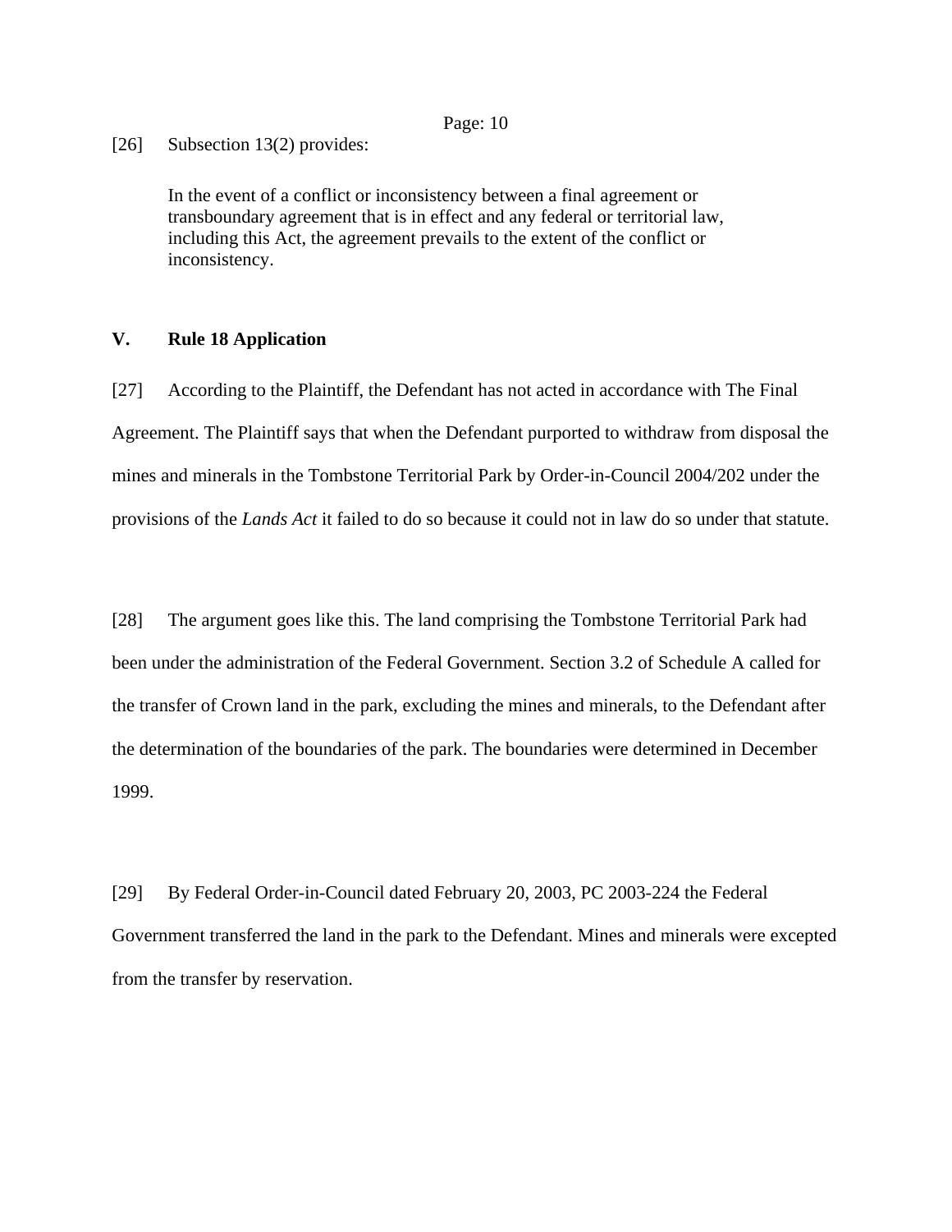[26] Subsection 13(2) provides:

> In the event of a conflict or inconsistency between a final agreement or transboundary agreement that is in effect and any federal or territorial law, including this Act, the agreement prevails to the extent of the conflict or inconsistency.

## V. Rule 18 Application

[27] According to the Plaintiff, the Defendant has not acted in accordance with The Final Agreement. The Plaintiff says that when the Defendant purported to withdraw from disposal the mines and minerals in the Tombstone Territorial Park by Order-in-Council 2004/202 under the provisions of the *Lands Act* it failed to do so because it could not in law do so under that statute.

[28] The argument goes like this. The land comprising the Tombstone Territorial Park had been under the administration of the Federal Government. Section 3.2 of Schedule A called for the transfer of Crown land in the park, excluding the mines and minerals, to the Defendant after the determination of the boundaries of the park. The boundaries were determined in December 1999.

[29] By Federal Order-in-Council dated February 20, 2003, PC 2003-224 the Federal Government transferred the land in the park to the Defendant. Mines and minerals were excepted from the transfer by reservation.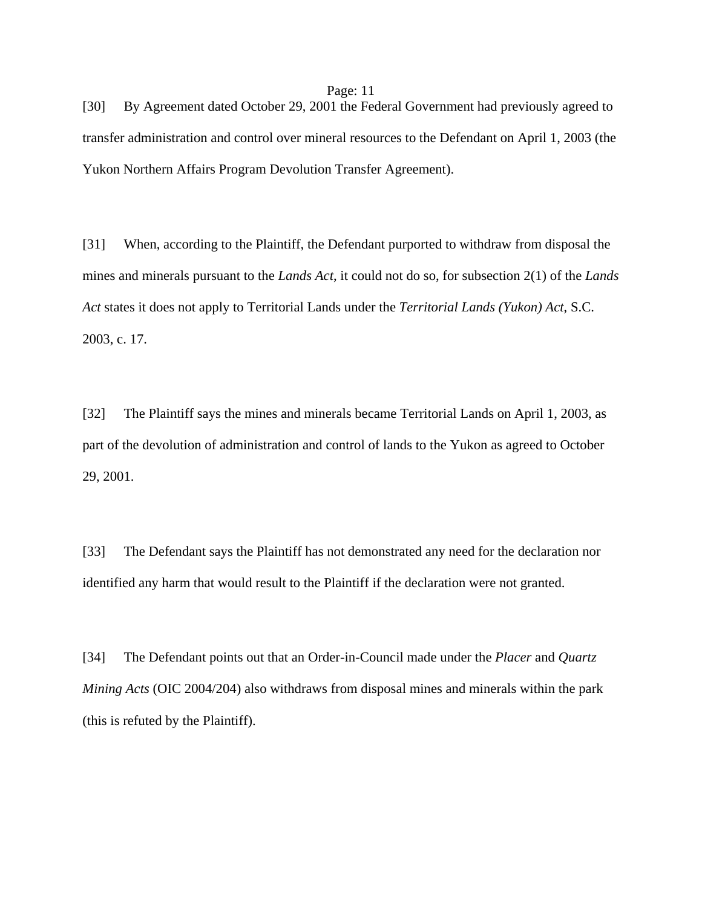[30] By Agreement dated October 29, 2001 the Federal Government had previously agreed to transfer administration and control over mineral resources to the Defendant on April 1, 2003 (the Yukon Northern Affairs Program Devolution Transfer Agreement).

[31] When, according to the Plaintiff, the Defendant purported to withdraw from disposal the mines and minerals pursuant to the *Lands Act*, it could not do so, for subsection 2(1) of the *Lands Act* states it does not apply to Territorial Lands under the *Territorial Lands (Yukon) Act*, S.C. 2003, c. 17.

[32] The Plaintiff says the mines and minerals became Territorial Lands on April 1, 2003, as part of the devolution of administration and control of lands to the Yukon as agreed to October 29, 2001.

[33] The Defendant says the Plaintiff has not demonstrated any need for the declaration nor identified any harm that would result to the Plaintiff if the declaration were not granted.

[34] The Defendant points out that an Order-in-Council made under the *Placer* and *Quartz Mining Acts* (OIC 2004/204) also withdraws from disposal mines and minerals within the park (this is refuted by the Plaintiff).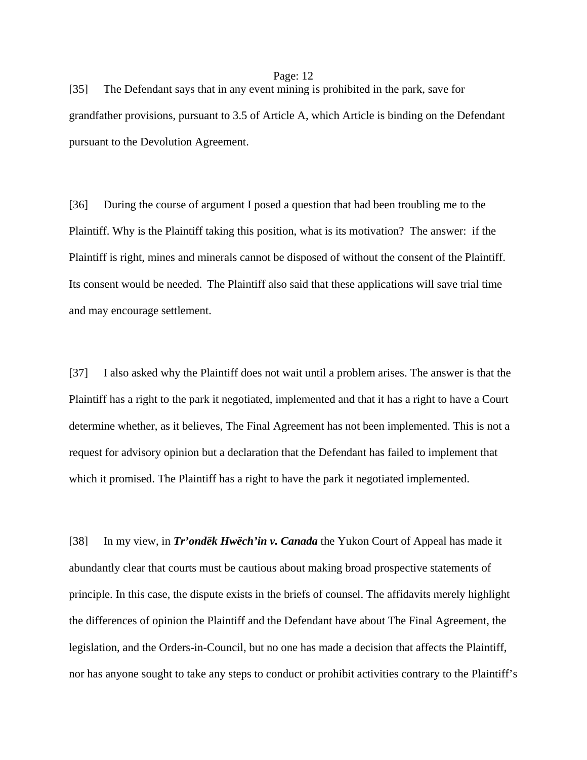[35] The Defendant says that in any event mining is prohibited in the park, save for grandfather provisions, pursuant to 3.5 of Article A, which Article is binding on the Defendant pursuant to the Devolution Agreement.

[36] During the course of argument I posed a question that had been troubling me to the Plaintiff. Why is the Plaintiff taking this position, what is its motivation? The answer: if the Plaintiff is right, mines and minerals cannot be disposed of without the consent of the Plaintiff. Its consent would be needed. The Plaintiff also said that these applications will save trial time and may encourage settlement.

[37] I also asked why the Plaintiff does not wait until a problem arises. The answer is that the Plaintiff has a right to the park it negotiated, implemented and that it has a right to have a Court determine whether, as it believes, The Final Agreement has not been implemented. This is not a request for advisory opinion but a declaration that the Defendant has failed to implement that which it promised. The Plaintiff has a right to have the park it negotiated implemented.

[38] In my view, in ***Tr'ondëk Hwëch'in v. Canada*** the Yukon Court of Appeal has made it abundantly clear that courts must be cautious about making broad prospective statements of principle. In this case, the dispute exists in the briefs of counsel. The affidavits merely highlight the differences of opinion the Plaintiff and the Defendant have about The Final Agreement, the legislation, and the Orders-in-Council, but no one has made a decision that affects the Plaintiff, nor has anyone sought to take any steps to conduct or prohibit activities contrary to the Plaintiff's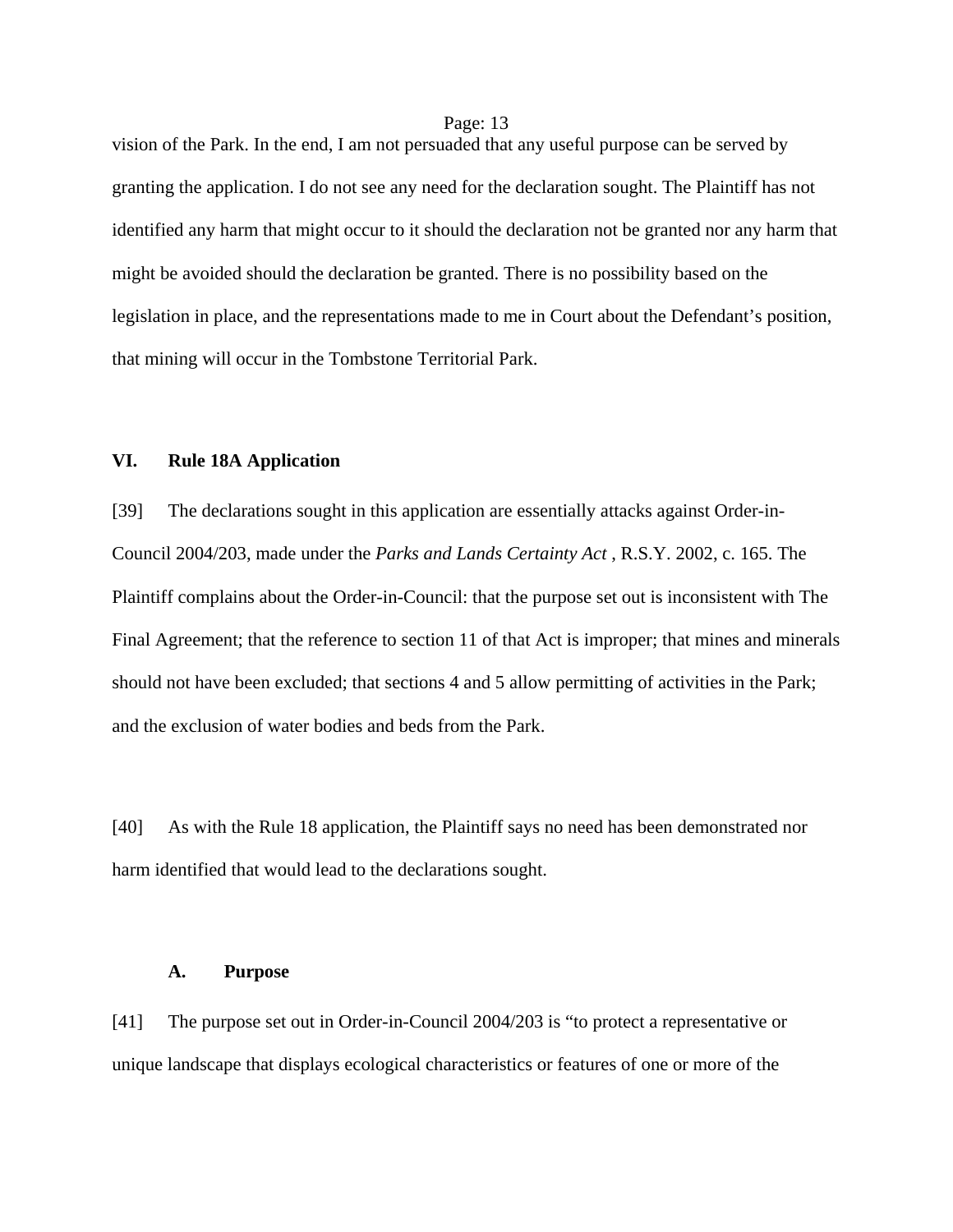vision of the Park. In the end, I am not persuaded that any useful purpose can be served by granting the application. I do not see any need for the declaration sought. The Plaintiff has not identified any harm that might occur to it should the declaration not be granted nor any harm that might be avoided should the declaration be granted. There is no possibility based on the legislation in place, and the representations made to me in Court about the Defendant's position, that mining will occur in the Tombstone Territorial Park.

## VI. Rule 18A Application

[39] The declarations sought in this application are essentially attacks against Order-in-Council 2004/203, made under the *Parks and Lands Certainty Act* , R.S.Y. 2002, c. 165. The Plaintiff complains about the Order-in-Council: that the purpose set out is inconsistent with The Final Agreement; that the reference to section 11 of that Act is improper; that mines and minerals should not have been excluded; that sections 4 and 5 allow permitting of activities in the Park; and the exclusion of water bodies and beds from the Park.

[40] As with the Rule 18 application, the Plaintiff says no need has been demonstrated nor harm identified that would lead to the declarations sought.

### A. Purpose

[41] The purpose set out in Order-in-Council 2004/203 is "to protect a representative or unique landscape that displays ecological characteristics or features of one or more of the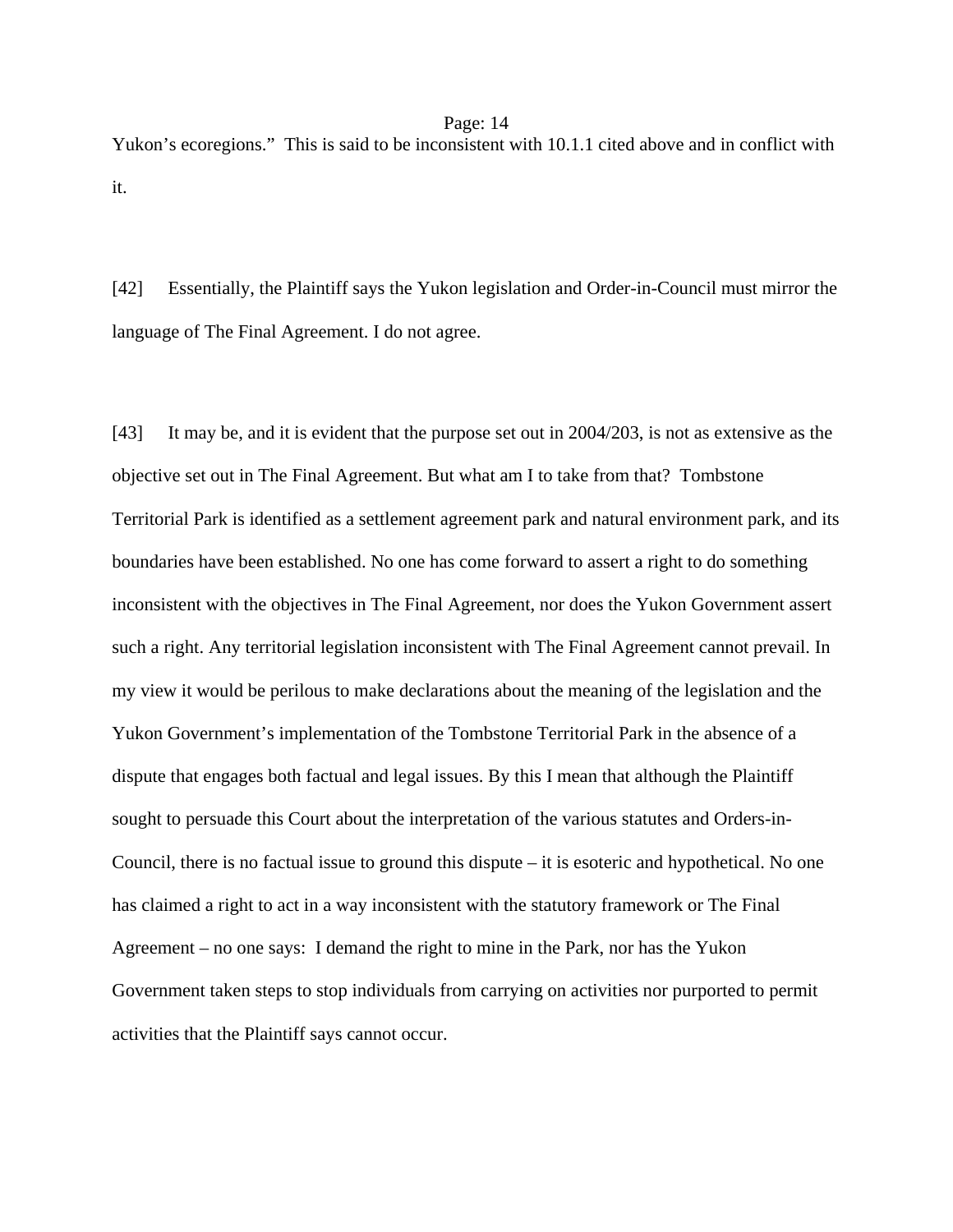Yukon's ecoregions." This is said to be inconsistent with 10.1.1 cited above and in conflict with it.

[42] Essentially, the Plaintiff says the Yukon legislation and Order-in-Council must mirror the language of The Final Agreement. I do not agree.

[43] It may be, and it is evident that the purpose set out in 2004/203, is not as extensive as the objective set out in The Final Agreement. But what am I to take from that? Tombstone Territorial Park is identified as a settlement agreement park and natural environment park, and its boundaries have been established. No one has come forward to assert a right to do something inconsistent with the objectives in The Final Agreement, nor does the Yukon Government assert such a right. Any territorial legislation inconsistent with The Final Agreement cannot prevail. In my view it would be perilous to make declarations about the meaning of the legislation and the Yukon Government's implementation of the Tombstone Territorial Park in the absence of a dispute that engages both factual and legal issues. By this I mean that although the Plaintiff sought to persuade this Court about the interpretation of the various statutes and Orders-in-Council, there is no factual issue to ground this dispute – it is esoteric and hypothetical. No one has claimed a right to act in a way inconsistent with the statutory framework or The Final Agreement – no one says: I demand the right to mine in the Park, nor has the Yukon Government taken steps to stop individuals from carrying on activities nor purported to permit activities that the Plaintiff says cannot occur.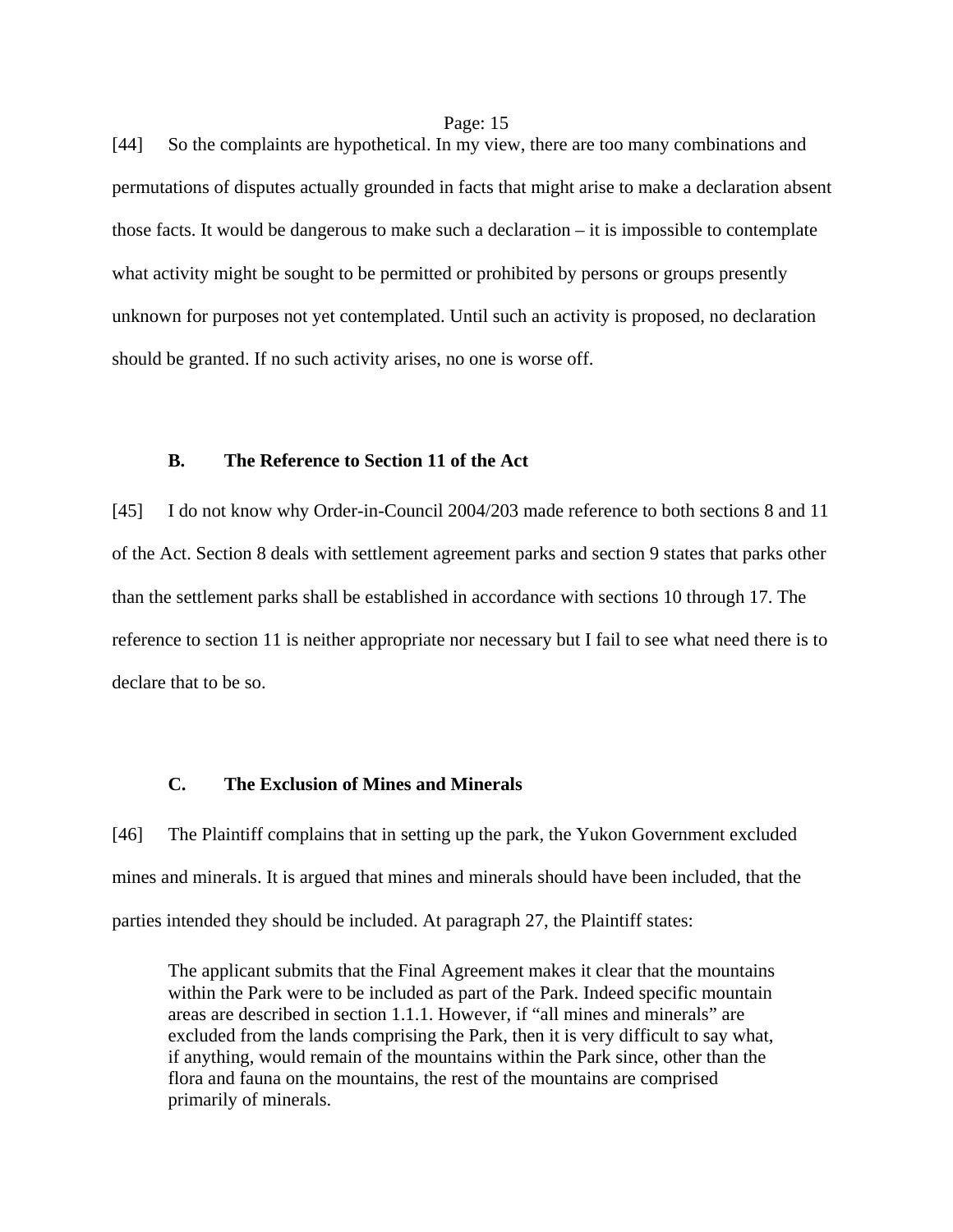[44] So the complaints are hypothetical. In my view, there are too many combinations and permutations of disputes actually grounded in facts that might arise to make a declaration absent those facts. It would be dangerous to make such a declaration – it is impossible to contemplate what activity might be sought to be permitted or prohibited by persons or groups presently unknown for purposes not yet contemplated. Until such an activity is proposed, no declaration should be granted. If no such activity arises, no one is worse off.

### B. The Reference to Section 11 of the Act

[45] I do not know why Order-in-Council 2004/203 made reference to both sections 8 and 11 of the Act. Section 8 deals with settlement agreement parks and section 9 states that parks other than the settlement parks shall be established in accordance with sections 10 through 17. The reference to section 11 is neither appropriate nor necessary but I fail to see what need there is to declare that to be so.

### C. The Exclusion of Mines and Minerals

[46] The Plaintiff complains that in setting up the park, the Yukon Government excluded mines and minerals. It is argued that mines and minerals should have been included, that the parties intended they should be included. At paragraph 27, the Plaintiff states:

> The applicant submits that the Final Agreement makes it clear that the mountains within the Park were to be included as part of the Park. Indeed specific mountain areas are described in section 1.1.1. However, if "all mines and minerals" are excluded from the lands comprising the Park, then it is very difficult to say what, if anything, would remain of the mountains within the Park since, other than the flora and fauna on the mountains, the rest of the mountains are comprised primarily of minerals.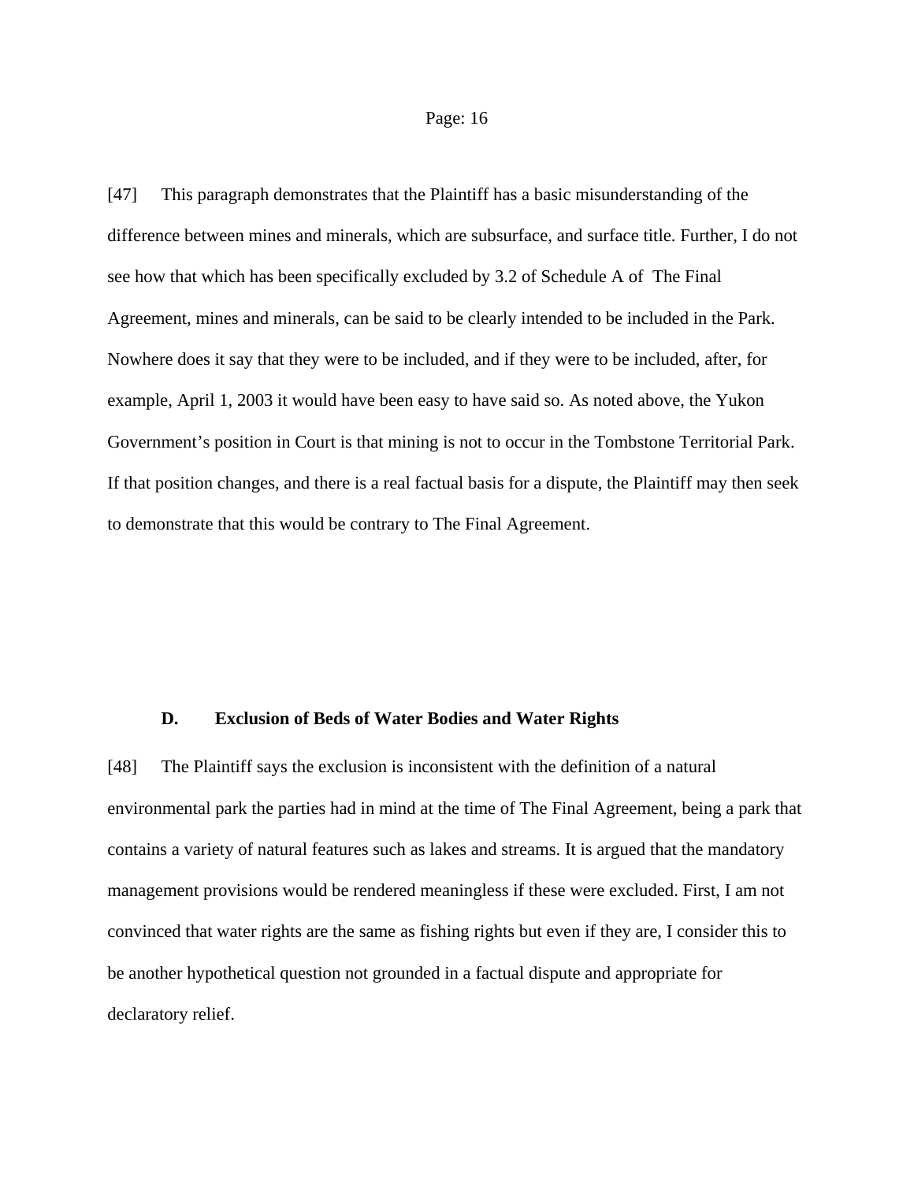[47] This paragraph demonstrates that the Plaintiff has a basic misunderstanding of the difference between mines and minerals, which are subsurface, and surface title. Further, I do not see how that which has been specifically excluded by 3.2 of Schedule A of The Final Agreement, mines and minerals, can be said to be clearly intended to be included in the Park. Nowhere does it say that they were to be included, and if they were to be included, after, for example, April 1, 2003 it would have been easy to have said so. As noted above, the Yukon Government's position in Court is that mining is not to occur in the Tombstone Territorial Park. If that position changes, and there is a real factual basis for a dispute, the Plaintiff may then seek to demonstrate that this would be contrary to The Final Agreement.

### D. Exclusion of Beds of Water Bodies and Water Rights

[48] The Plaintiff says the exclusion is inconsistent with the definition of a natural environmental park the parties had in mind at the time of The Final Agreement, being a park that contains a variety of natural features such as lakes and streams. It is argued that the mandatory management provisions would be rendered meaningless if these were excluded. First, I am not convinced that water rights are the same as fishing rights but even if they are, I consider this to be another hypothetical question not grounded in a factual dispute and appropriate for declaratory relief.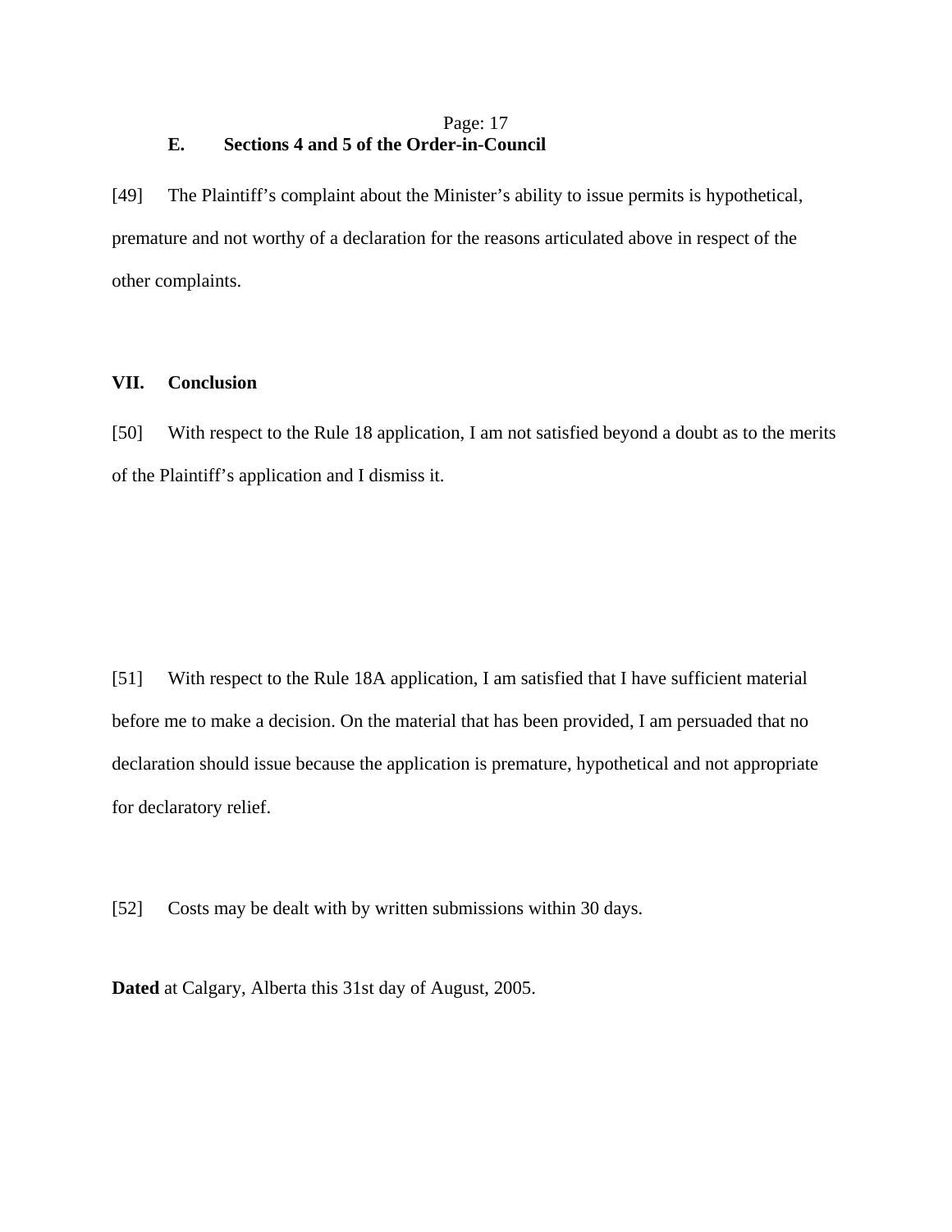### E. Sections 4 and 5 of the Order-in-Council

[49] The Plaintiff’s complaint about the Minister’s ability to issue permits is hypothetical, premature and not worthy of a declaration for the reasons articulated above in respect of the other complaints.

## VII. Conclusion

[50] With respect to the Rule 18 application, I am not satisfied beyond a doubt as to the merits of the Plaintiff’s application and I dismiss it.

[51] With respect to the Rule 18A application, I am satisfied that I have sufficient material before me to make a decision. On the material that has been provided, I am persuaded that no declaration should issue because the application is premature, hypothetical and not appropriate for declaratory relief.

[52] Costs may be dealt with by written submissions within 30 days.

**Dated** at Calgary, Alberta this 31st day of August, 2005.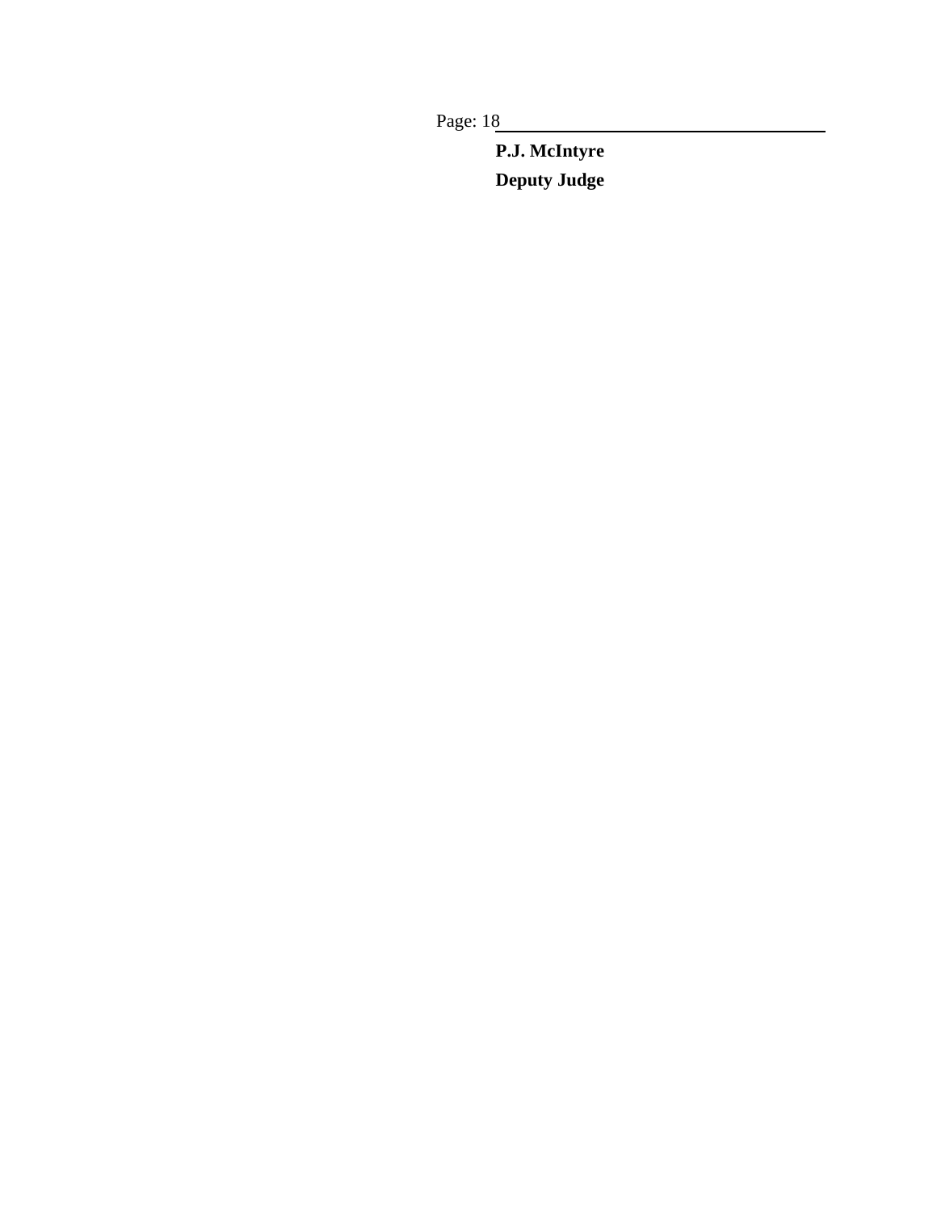**P.J. McIntyre**

**Deputy Judge**